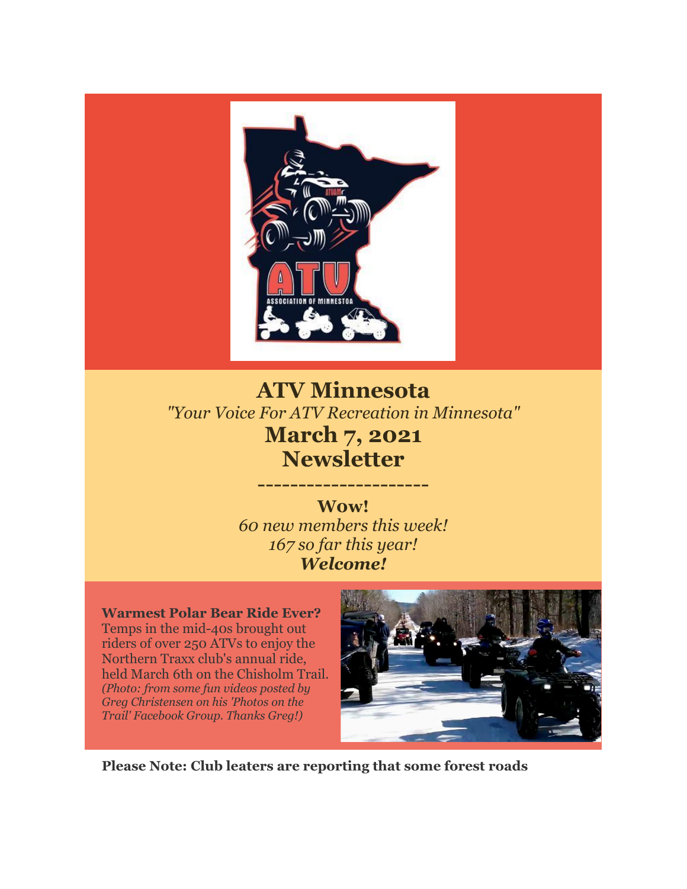# ATV Minnesota

*"Your Voice For ATV Recreation in Minnesota"*

## March 7, 2021
## Newsletter

---------------------

**Wow!**

*60 new members this week!*
*167 so far this year!*
***Welcome!***

**Warmest Polar Bear Ride Ever?**
Temps in the mid-40s brought out riders of over 250 ATVs to enjoy the Northern Traxx club's annual ride, held March 6th on the Chisholm Trail.
*(Photo: from some fun videos posted by Greg Christensen on his 'Photos on the Trail' Facebook Group. Thanks Greg!)*

**Please Note: Club leaters are reporting that some forest roads**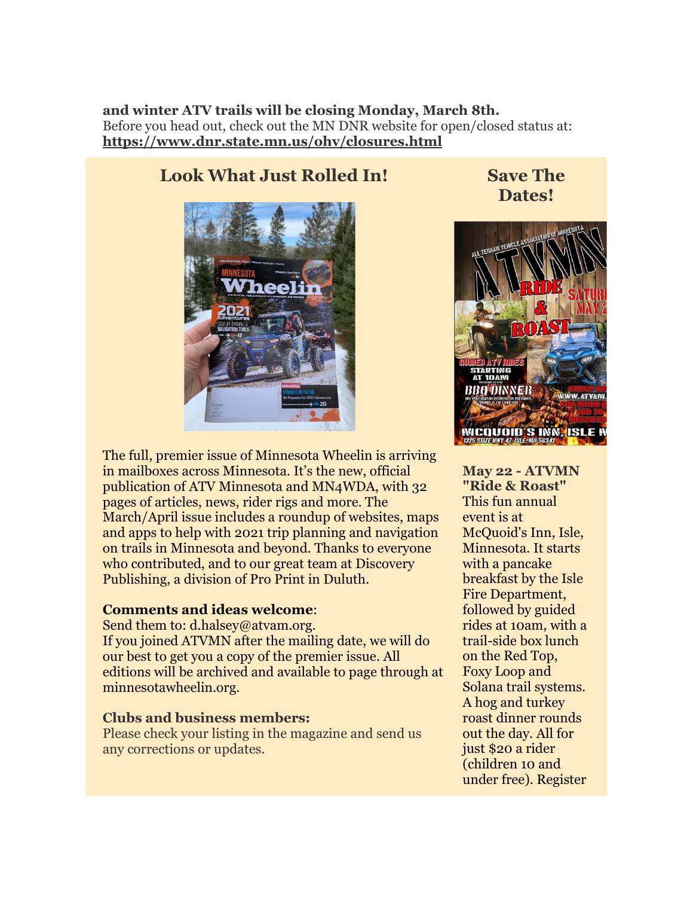**and winter ATV trails will be closing Monday, March 8th.**
Before you head out, check out the MN DNR website for open/closed status at:
**https://www.dnr.state.mn.us/ohv/closures.html**

## Look What Just Rolled In!

The full, premier issue of Minnesota Wheelin is arriving in mailboxes across Minnesota. It's the new, official publication of ATV Minnesota and MN4WDA, with 32 pages of articles, news, rider rigs and more. The March/April issue includes a roundup of websites, maps and apps to help with 2021 trip planning and navigation on trails in Minnesota and beyond. Thanks to everyone who contributed, and to our great team at Discovery Publishing, a division of Pro Print in Duluth.

**Comments and ideas welcome**:
Send them to: d.halsey@atvam.org.
If you joined ATVMN after the mailing date, we will do our best to get you a copy of the premier issue. All editions will be archived and available to page through at minnesotawheelin.org.

**Clubs and business members:**
Please check your listing in the magazine and send us any corrections or updates.

## Save The Dates!

**May 22 - ATVMN "Ride & Roast"**
This fun annual event is at McQuoid's Inn, Isle, Minnesota. It starts with a pancake breakfast by the Isle Fire Department, followed by guided rides at 10am, with a trail-side box lunch on the Red Top, Foxy Loop and Solana trail systems. A hog and turkey roast dinner rounds out the day. All for just $20 a rider (children 10 and under free). Register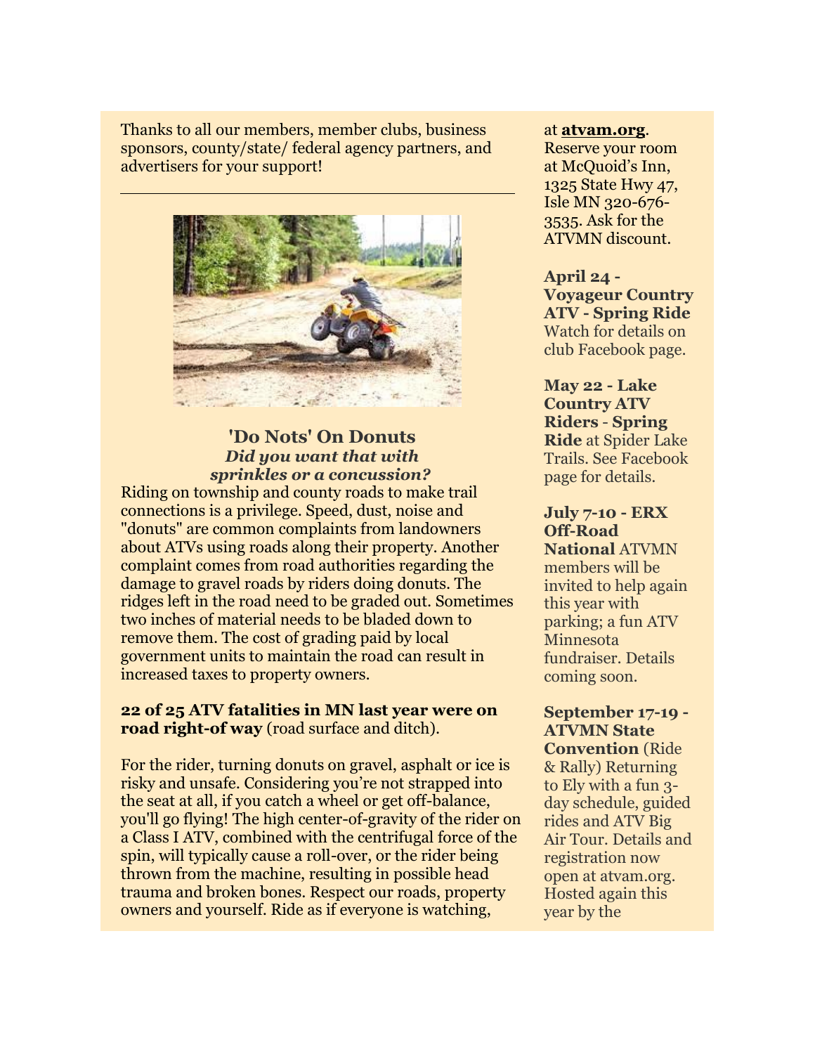Thanks to all our members, member clubs, business sponsors, county/state/ federal agency partners, and advertisers for your support!

---

### 'Do Nots' On Donuts

***Did you want that with sprinkles or a concussion?***

Riding on township and county roads to make trail connections is a privilege. Speed, dust, noise and "donuts" are common complaints from landowners about ATVs using roads along their property. Another complaint comes from road authorities regarding the damage to gravel roads by riders doing donuts. The ridges left in the road need to be graded out. Sometimes two inches of material needs to be bladed down to remove them. The cost of grading paid by local government units to maintain the road can result in increased taxes to property owners.

**22 of 25 ATV fatalities in MN last year were on road right-of way** (road surface and ditch).

For the rider, turning donuts on gravel, asphalt or ice is risky and unsafe. Considering you're not strapped into the seat at all, if you catch a wheel or get off-balance, you'll go flying! The high center-of-gravity of the rider on a Class I ATV, combined with the centrifugal force of the spin, will typically cause a roll-over, or the rider being thrown from the machine, resulting in possible head trauma and broken bones. Respect our roads, property owners and yourself. Ride as if everyone is watching,

at **atvam.org**. Reserve your room at McQuoid's Inn, 1325 State Hwy 47, Isle MN 320-676-3535. Ask for the ATVMN discount.

**April 24 - Voyageur Country ATV - Spring Ride** Watch for details on club Facebook page.

**May 22 - Lake Country ATV Riders - Spring Ride** at Spider Lake Trails. See Facebook page for details.

**July 7-10 - ERX Off-Road National** ATVMN members will be invited to help again this year with parking; a fun ATV Minnesota fundraiser. Details coming soon.

**September 17-19 - ATVMN State Convention** (Ride & Rally) Returning to Ely with a fun 3-day schedule, guided rides and ATV Big Air Tour. Details and registration now open at atvam.org. Hosted again this year by the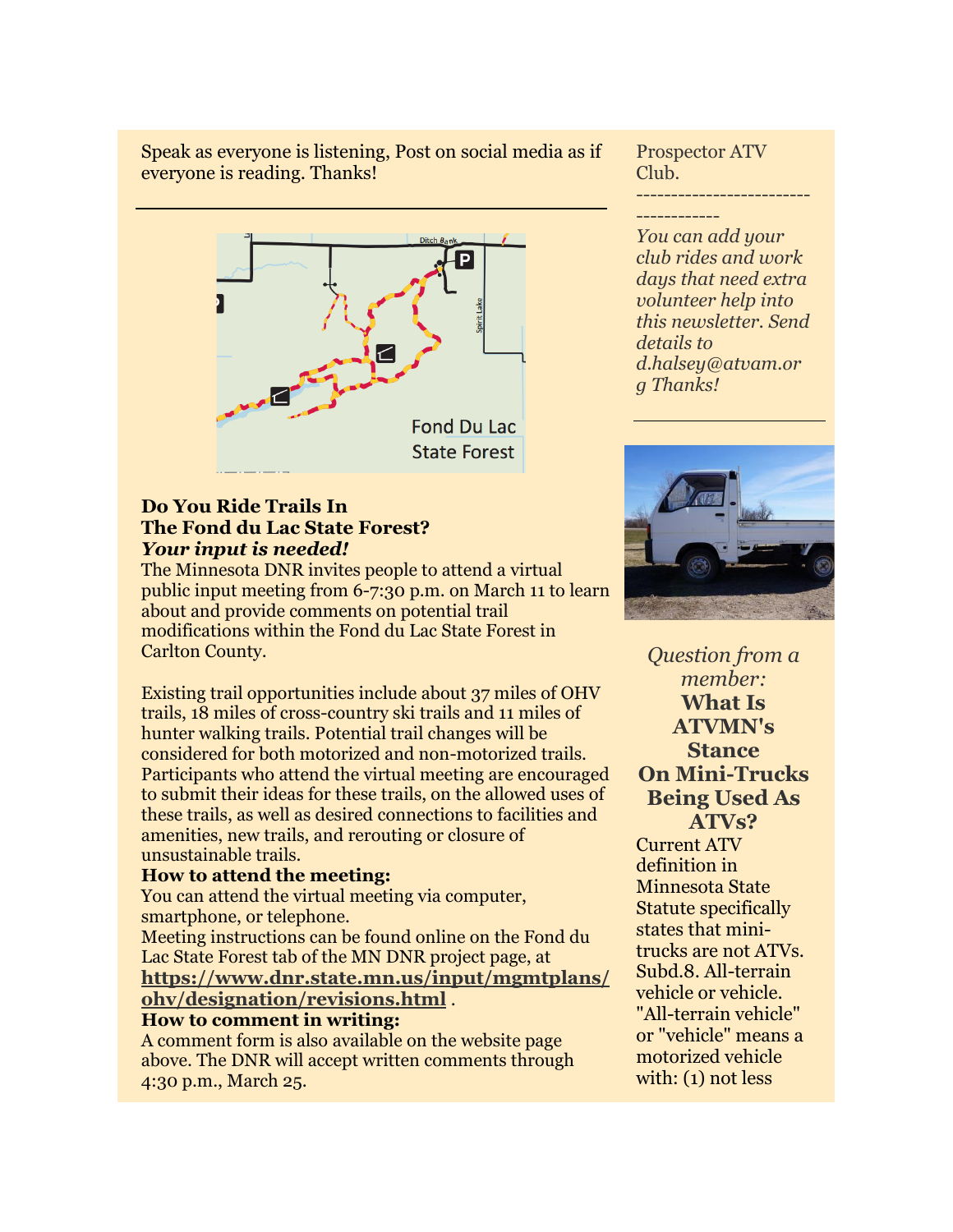Speak as everyone is listening, Post on social media as if everyone is reading. Thanks!

---

## Do You Ride Trails In The Fond du Lac State Forest?

***Your input is needed!***

The Minnesota DNR invites people to attend a virtual public input meeting from 6-7:30 p.m. on March 11 to learn about and provide comments on potential trail modifications within the Fond du Lac State Forest in Carlton County.

Existing trail opportunities include about 37 miles of OHV trails, 18 miles of cross-country ski trails and 11 miles of hunter walking trails. Potential trail changes will be considered for both motorized and non-motorized trails. Participants who attend the virtual meeting are encouraged to submit their ideas for these trails, on the allowed uses of these trails, as well as desired connections to facilities and amenities, new trails, and rerouting or closure of unsustainable trails.

**How to attend the meeting:**

You can attend the virtual meeting via computer, smartphone, or telephone.

Meeting instructions can be found online on the Fond du Lac State Forest tab of the MN DNR project page, at **https://www.dnr.state.mn.us/input/mgmtplans/ohv/designation/revisions.html** .

**How to comment in writing:**

A comment form is also available on the website page above. The DNR will accept written comments through 4:30 p.m., March 25.

Prospector ATV Club.

-------------------------------------

*You can add your club rides and work days that need extra volunteer help into this newsletter. Send details to d.halsey@atvam.org Thanks!*

---

*Question from a member:*

**What Is ATVMN's Stance On Mini-Trucks Being Used As ATVs?**

Current ATV definition in Minnesota State Statute specifically states that mini-trucks are not ATVs. Subd.8. All-terrain vehicle or vehicle. "All-terrain vehicle" or "vehicle" means a motorized vehicle with: (1) not less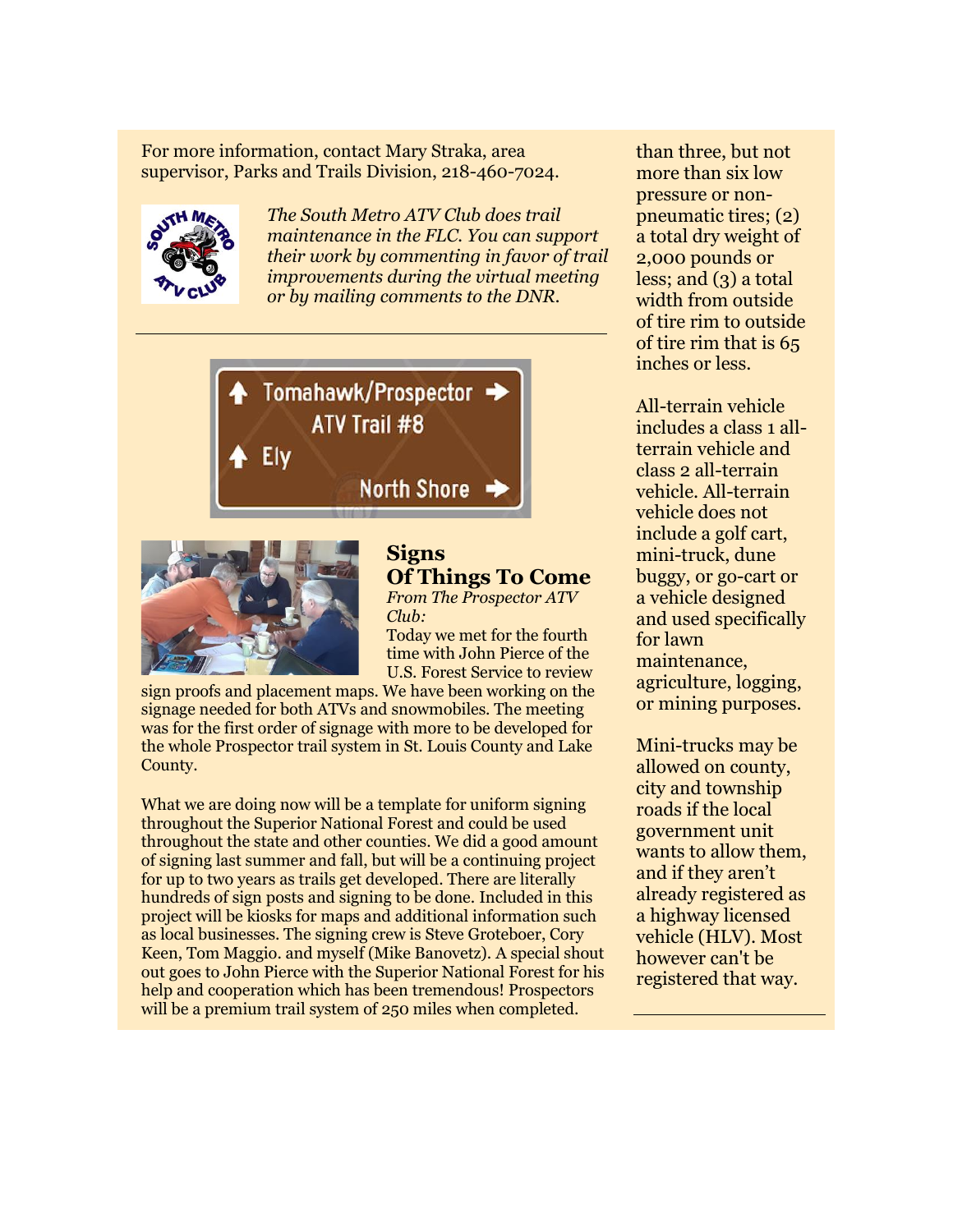For more information, contact Mary Straka, area supervisor, Parks and Trails Division, 218-460-7024.

*The South Metro ATV Club does trail maintenance in the FLC. You can support their work by commenting in favor of trail improvements during the virtual meeting or by mailing comments to the DNR.*

---

## Signs Of Things To Come

*From The Prospector ATV Club:*

Today we met for the fourth time with John Pierce of the U.S. Forest Service to review sign proofs and placement maps. We have been working on the signage needed for both ATVs and snowmobiles. The meeting was for the first order of signage with more to be developed for the whole Prospector trail system in St. Louis County and Lake County.

What we are doing now will be a template for uniform signing throughout the Superior National Forest and could be used throughout the state and other counties. We did a good amount of signing last summer and fall, but will be a continuing project for up to two years as trails get developed. There are literally hundreds of sign posts and signing to be done. Included in this project will be kiosks for maps and additional information such as local businesses. The signing crew is Steve Groteboer, Cory Keen, Tom Maggio. and myself (Mike Banovetz). A special shout out goes to John Pierce with the Superior National Forest for his help and cooperation which has been tremendous! Prospectors will be a premium trail system of 250 miles when completed.

than three, but not more than six low pressure or non-pneumatic tires; (2) a total dry weight of 2,000 pounds or less; and (3) a total width from outside of tire rim to outside of tire rim that is 65 inches or less.

All-terrain vehicle includes a class 1 all-terrain vehicle and class 2 all-terrain vehicle. All-terrain vehicle does not include a golf cart, mini-truck, dune buggy, or go-cart or a vehicle designed and used specifically for lawn maintenance, agriculture, logging, or mining purposes.

Mini-trucks may be allowed on county, city and township roads if the local government unit wants to allow them, and if they aren't already registered as a highway licensed vehicle (HLV). Most however can't be registered that way.

---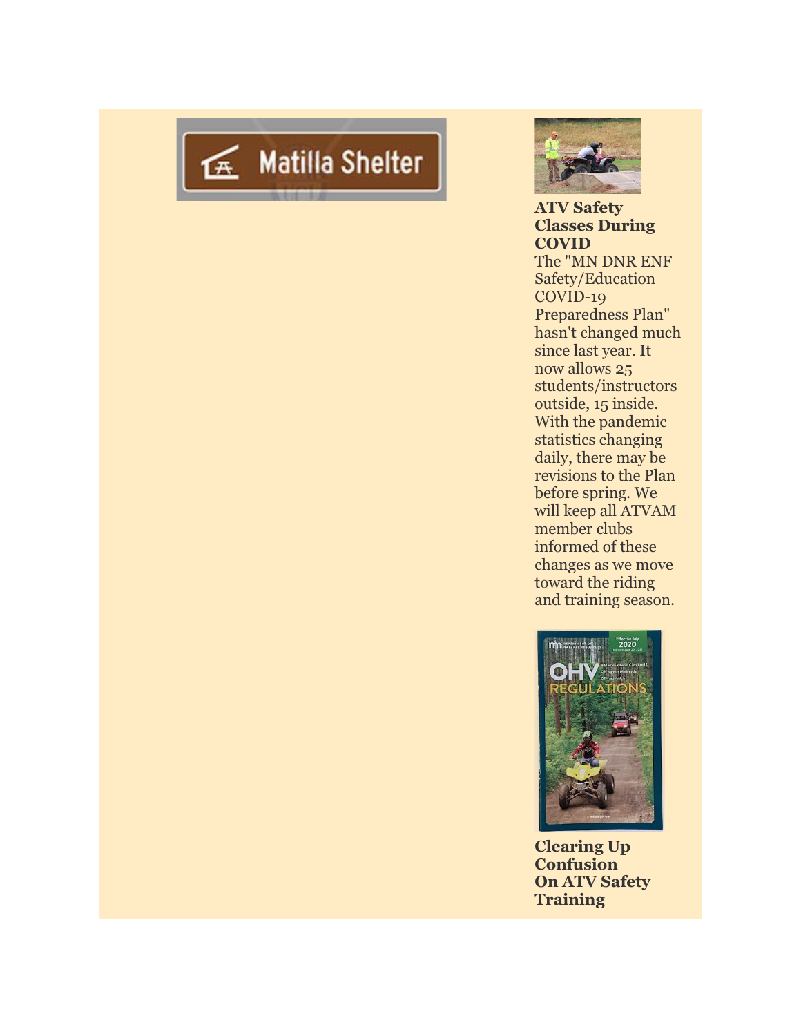Matilla Shelter

**ATV Safety Classes During COVID**

The "MN DNR ENF Safety/Education COVID-19 Preparedness Plan" hasn't changed much since last year. It now allows 25 students/instructors outside, 15 inside. With the pandemic statistics changing daily, there may be revisions to the Plan before spring. We will keep all ATVAM member clubs informed of these changes as we move toward the riding and training season.

**Clearing Up Confusion On ATV Safety Training**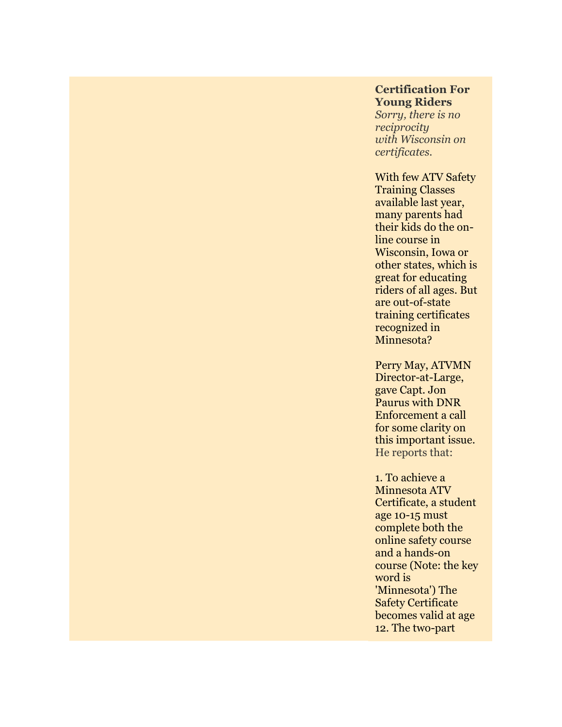**Certification For Young Riders**

*Sorry, there is no reciprocity with Wisconsin on certificates.*

With few ATV Safety Training Classes available last year, many parents had their kids do the on-line course in Wisconsin, Iowa or other states, which is great for educating riders of all ages. But are out-of-state training certificates recognized in Minnesota?

Perry May, ATVMN Director-at-Large, gave Capt. Jon Paurus with DNR Enforcement a call for some clarity on this important issue. He reports that:

1. To achieve a Minnesota ATV Certificate, a student age 10-15 must complete both the online safety course and a hands-on course (Note: the key word is 'Minnesota') The Safety Certificate becomes valid at age 12. The two-part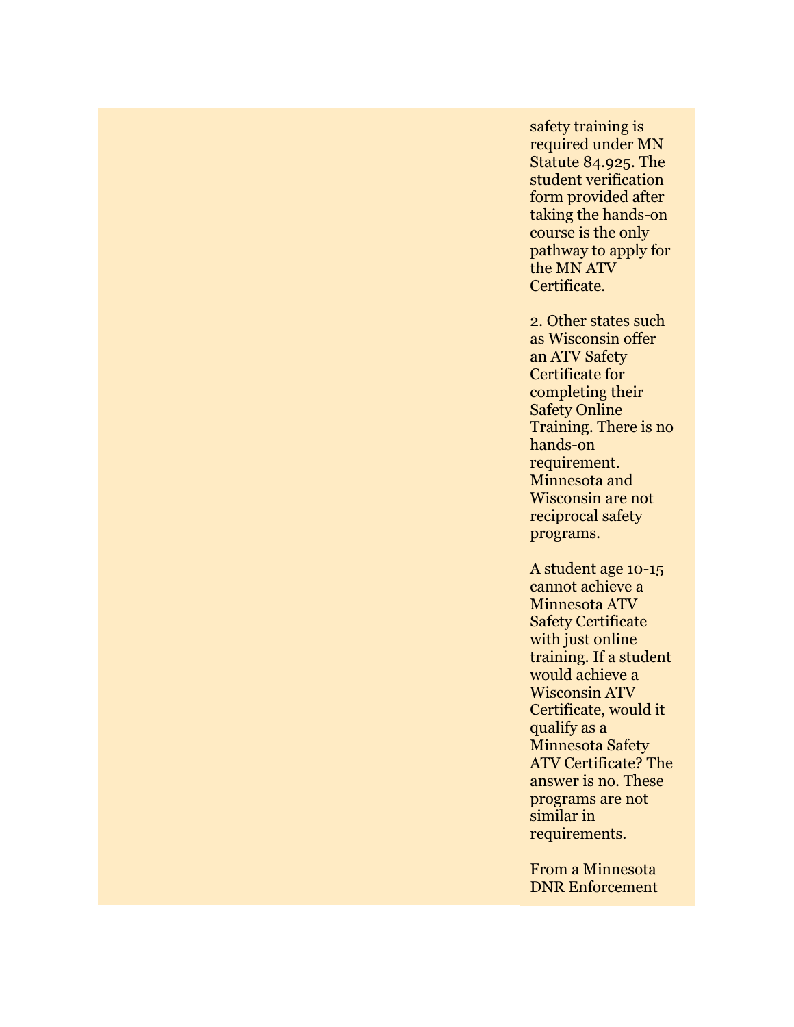safety training is required under MN Statute 84.925. The student verification form provided after taking the hands-on course is the only pathway to apply for the MN ATV Certificate.

2. Other states such as Wisconsin offer an ATV Safety Certificate for completing their Safety Online Training. There is no hands-on requirement. Minnesota and Wisconsin are not reciprocal safety programs.

A student age 10-15 cannot achieve a Minnesota ATV Safety Certificate with just online training. If a student would achieve a Wisconsin ATV Certificate, would it qualify as a Minnesota Safety ATV Certificate? The answer is no. These programs are not similar in requirements.

From a Minnesota DNR Enforcement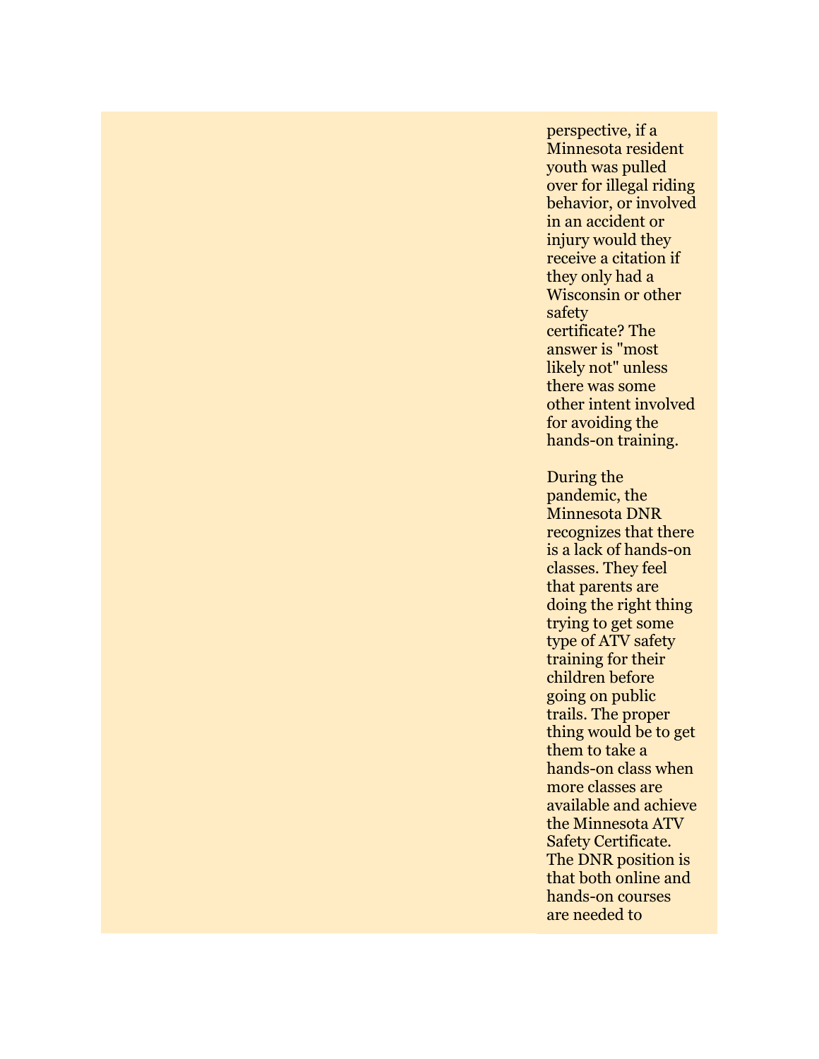perspective, if a Minnesota resident youth was pulled over for illegal riding behavior, or involved in an accident or injury would they receive a citation if they only had a Wisconsin or other safety certificate? The answer is "most likely not" unless there was some other intent involved for avoiding the hands-on training.

During the pandemic, the Minnesota DNR recognizes that there is a lack of hands-on classes. They feel that parents are doing the right thing trying to get some type of ATV safety training for their children before going on public trails. The proper thing would be to get them to take a hands-on class when more classes are available and achieve the Minnesota ATV Safety Certificate. The DNR position is that both online and hands-on courses are needed to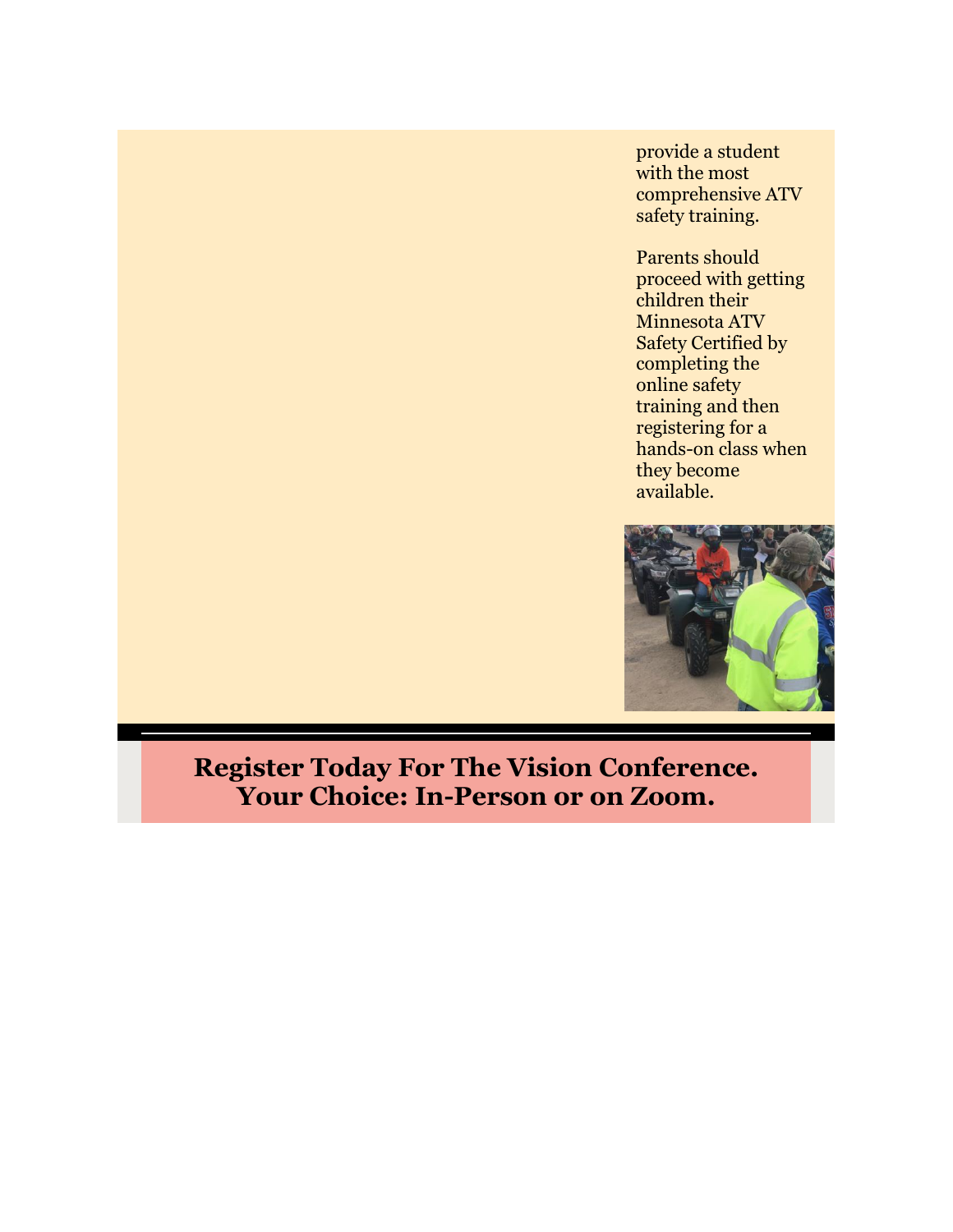provide a student with the most comprehensive ATV safety training.

Parents should proceed with getting children their Minnesota ATV Safety Certified by completing the online safety training and then registering for a hands-on class when they become available.

## Register Today For The Vision Conference. Your Choice: In-Person or on Zoom.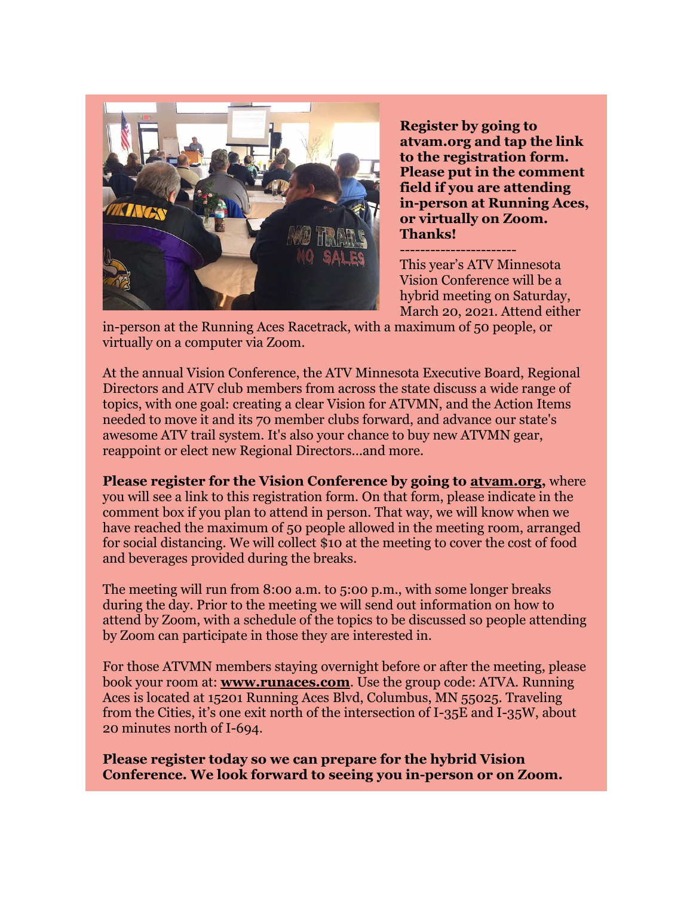**Register by going to atvam.org and tap the link to the registration form. Please put in the comment field if you are attending in-person at Running Aces, or virtually on Zoom. Thanks!**

-----------------------

This year's ATV Minnesota Vision Conference will be a hybrid meeting on Saturday, March 20, 2021. Attend either in-person at the Running Aces Racetrack, with a maximum of 50 people, or virtually on a computer via Zoom.

At the annual Vision Conference, the ATV Minnesota Executive Board, Regional Directors and ATV club members from across the state discuss a wide range of topics, with one goal: creating a clear Vision for ATVMN, and the Action Items needed to move it and its 70 member clubs forward, and advance our state's awesome ATV trail system. It's also your chance to buy new ATVMN gear, reappoint or elect new Regional Directors...and more.

**Please register for the Vision Conference by going to atvam.org,** where you will see a link to this registration form. On that form, please indicate in the comment box if you plan to attend in person. That way, we will know when we have reached the maximum of 50 people allowed in the meeting room, arranged for social distancing. We will collect $10 at the meeting to cover the cost of food and beverages provided during the breaks.

The meeting will run from 8:00 a.m. to 5:00 p.m., with some longer breaks during the day. Prior to the meeting we will send out information on how to attend by Zoom, with a schedule of the topics to be discussed so people attending by Zoom can participate in those they are interested in.

For those ATVMN members staying overnight before or after the meeting, please book your room at: **www.runaces.com**. Use the group code: ATVA. Running Aces is located at 15201 Running Aces Blvd, Columbus, MN 55025. Traveling from the Cities, it's one exit north of the intersection of I-35E and I-35W, about 20 minutes north of I-694.

**Please register today so we can prepare for the hybrid Vision Conference. We look forward to seeing you in-person or on Zoom.**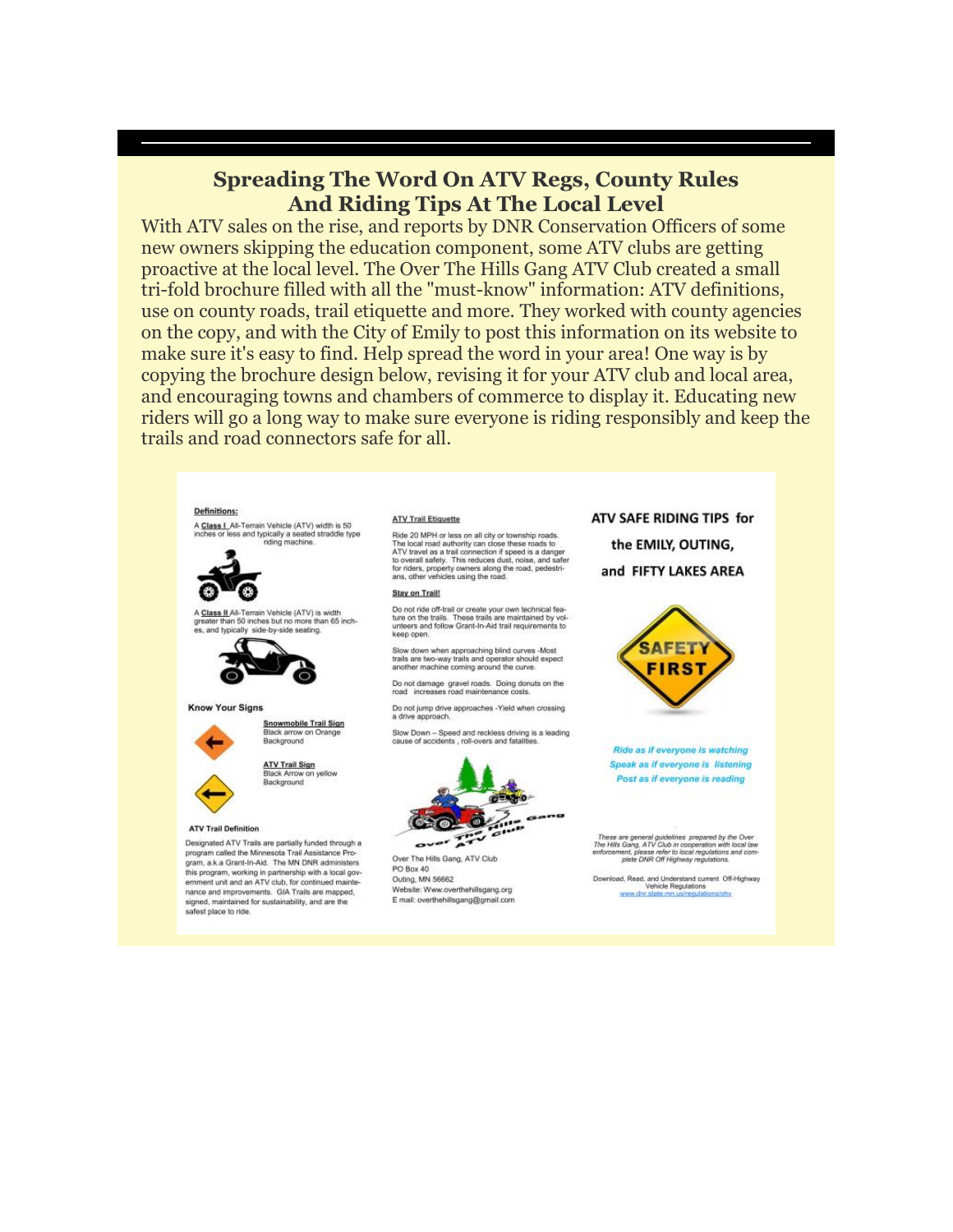# Spreading The Word On ATV Regs, County Rules And Riding Tips At The Local Level

With ATV sales on the rise, and reports by DNR Conservation Officers of some new owners skipping the education component, some ATV clubs are getting proactive at the local level. The Over The Hills Gang ATV Club created a small tri-fold brochure filled with all the "must-know" information: ATV definitions, use on county roads, trail etiquette and more. They worked with county agencies on the copy, and with the City of Emily to post this information on its website to make sure it's easy to find. Help spread the word in your area! One way is by copying the brochure design below, revising it for your ATV club and local area, and encouraging towns and chambers of commerce to display it. Educating new riders will go a long way to make sure everyone is riding responsibly and keep the trails and road connectors safe for all.

**Definitions:**

A **Class I** All-Terrain Vehicle (ATV) width is 50 inches or less and typically a seated straddle type riding machine.

A **Class II** All-Terrain Vehicle (ATV) is width greater than 50 inches but no more than 65 inches, and typically side-by-side seating.

**Know Your Signs**

**Snowmobile Trail Sign** Black arrow on Orange Background

**ATV Trail Sign** Black Arrow on yellow Background

**ATV Trail Definition**

Designated ATV Trails are partially funded through a program called the Minnesota Trail Assistance Program, a.k.a Grant-In-Aid. The MN DNR administers this program, working in partnership with a local government unit and an ATV club, for continued maintenance and improvements. GIA Trails are mapped, signed, maintained for sustainability, and are the safest place to ride.

**ATV Trail Etiquette**

Ride 20 MPH or less on all city or township roads. The local road authority can close these roads to ATV travel as a trail connection if speed is a danger to overall safety. This reduces dust, noise, and safer for riders, property owners along the road, pedestrians, other vehicles using the road.

**Stay on Trail!**

Do not ride off-trail or create your own technical feature on the trails. These trails are maintained by volunteers and follow Grant-In-Aid trail requirements to keep open.

Slow down when approaching blind curves -Most trails are two-way trails and operator should expect another machine coming around the curve.

Do not damage gravel roads. Doing donuts on the road increases road maintenance costs.

Do not jump drive approaches -Yield when crossing a drive approach.

Slow Down – Speed and reckless driving is a leading cause of accidents , roll-overs and fatalities.

Over The Hills Gang, ATV Club
PO Box 40
Outing, MN 56662
Website: Www.overthehillsgang.org
E mail: overthehillsgang@gmail.com

**ATV SAFE RIDING TIPS for the EMILY, OUTING, and FIFTY LAKES AREA**

SAFETY FIRST

*Ride as if everyone is watching*
*Speak as if everyone is listening*
*Post as if everyone is reading*

*These are general guidelines prepared by the Over The Hills Gang, ATV Club in cooperation with local law enforcement, please refer to local regulations and complete DNR Off Highway regulations.*

Download, Read, and Understand current Off-Highway Vehicle Regulations
www.dnr.state.mn.us/regulations/ohv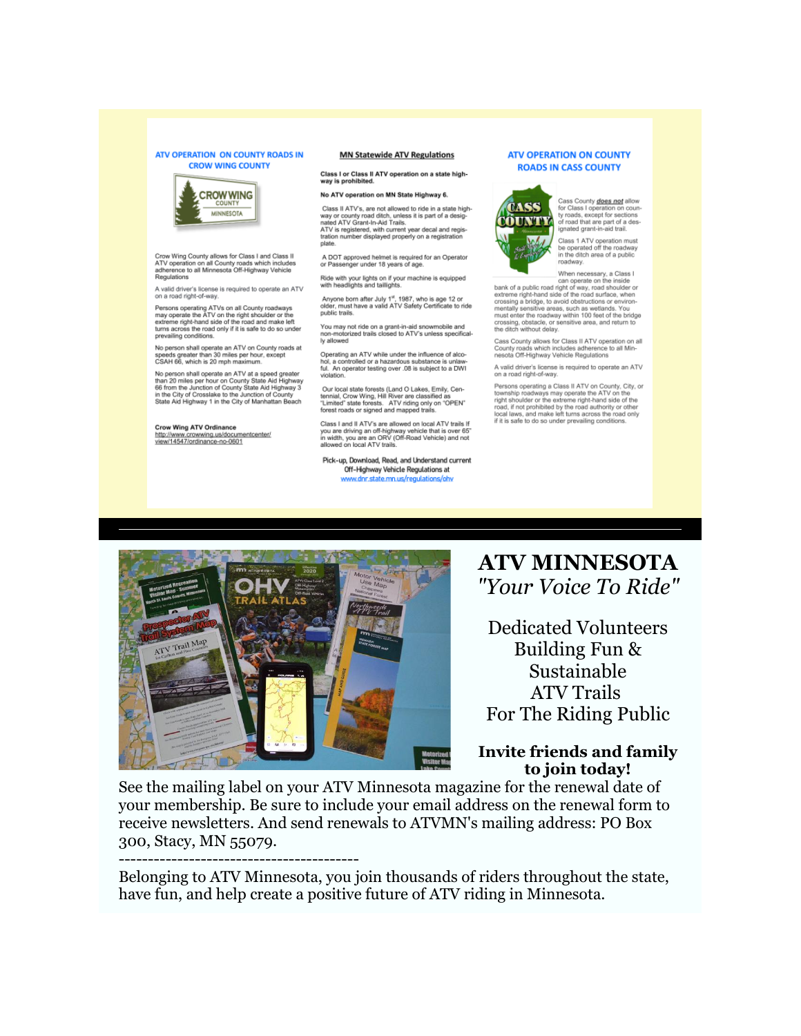## ATV OPERATION ON COUNTY ROADS IN CROW WING COUNTY

Crow Wing County allows for Class I and Class II ATV operation on all County roads which includes adherence to all Minnesota Off-Highway Vehicle Regulations

A valid driver's license is required to operate an ATV on a road right-of-way.

Persons operating ATVs on all County roadways may operate the ATV on the right shoulder or the extreme right-hand side of the road and make left turns across the road only if it is safe to do so under prevailing conditions.

No person shall operate an ATV on County roads at speeds greater than 30 miles per hour, except CSAH 66, which is 20 mph maximum.

No person shall operate an ATV at a speed greater than 20 miles per hour on County State Aid Highway 66 from the Junction of County State Aid Highway 3 in the City of Crosslake to the Junction of County State Aid Highway 1 in the City of Manhattan Beach

**Crow Wing ATV Ordinance**
http://www.crowwing.us/documentcenter/view/14547/ordinance-no-0601

## MN Statewide ATV Regulations

**Class I or Class II ATV operation on a state highway is prohibited.**

**No ATV operation on MN State Highway 6.**

Class II ATV's, are not allowed to ride in a state highway or county road ditch, unless it is part of a designated ATV Grant-In-Aid Trails.
ATV is registered, with current year decal and registration number displayed properly on a registration plate.

A DOT approved helmet is required for an Operator or Passenger under 18 years of age.

Ride with your lights on if your machine is equipped with headlights and taillights.

Anyone born after July 1st, 1987, who is age 12 or older, must have a valid ATV Safety Certificate to ride public trails.

You may not ride on a grant-in-aid snowmobile and non-motorized trails closed to ATV's unless specifically allowed

Operating an ATV while under the influence of alcohol, a controlled or a hazardous substance is unlawful. An operator testing over .08 is subject to a DWI violation.

Our local state forests (Land O Lakes, Centennial, Crow Wing, Hill River are classified as "Limited" state forests. ATV riding only on "OPEN" forest roads or signed and mapped trails.

Class I and II ATV's are allowed on local ATV trails If you are driving an off-highway vehicle that is over 65" in width, you are an ORV (Off-Road Vehicle) and not allowed on local ATV trails.

Pick-up, Download, Read, and Understand current Off-Highway Vehicle Regulations at
www.dnr.state.mn.us/regulations/ohv

## ATV OPERATION ON COUNTY ROADS IN CASS COUNTY

Cass County ***does not*** allow for Class I operation on county roads, except for sections of road that are part of a designated grant-in-aid trail.

Class 1 ATV operation must be operated off the roadway in the ditch area of a public roadway.

When necessary, a Class I can operate on the inside bank of a public road right of way, road shoulder or extreme right-hand side of the road surface, when crossing a bridge, to avoid obstructions or environmentally sensitive areas, such as wetlands. You must enter the roadway within 100 feet of the bridge crossing, obstacle, or sensitive area, and return to the ditch without delay.

Cass County allows for Class II ATV operation on all County roads which includes adherence to all Minnesota Off-Highway Vehicle Regulations

A valid driver's license is required to operate an ATV on a road right-of-way.

Persons operating a Class II ATV on County, City, or township roadways may operate the ATV on the right shoulder or the extreme right-hand side of the road, if not prohibited by the road authority or other local laws, and make left turns across the road only if it is safe to do so under prevailing conditions.

---

# ATV MINNESOTA
## *"Your Voice To Ride"*

Dedicated Volunteers
Building Fun &
Sustainable
ATV Trails
For The Riding Public

**Invite friends and family to join today!**

See the mailing label on your ATV Minnesota magazine for the renewal date of your membership. Be sure to include your email address on the renewal form to receive newsletters. And send renewals to ATVMN's mailing address: PO Box 300, Stacy, MN 55079.

-----------------------------------------

Belonging to ATV Minnesota, you join thousands of riders throughout the state, have fun, and help create a positive future of ATV riding in Minnesota.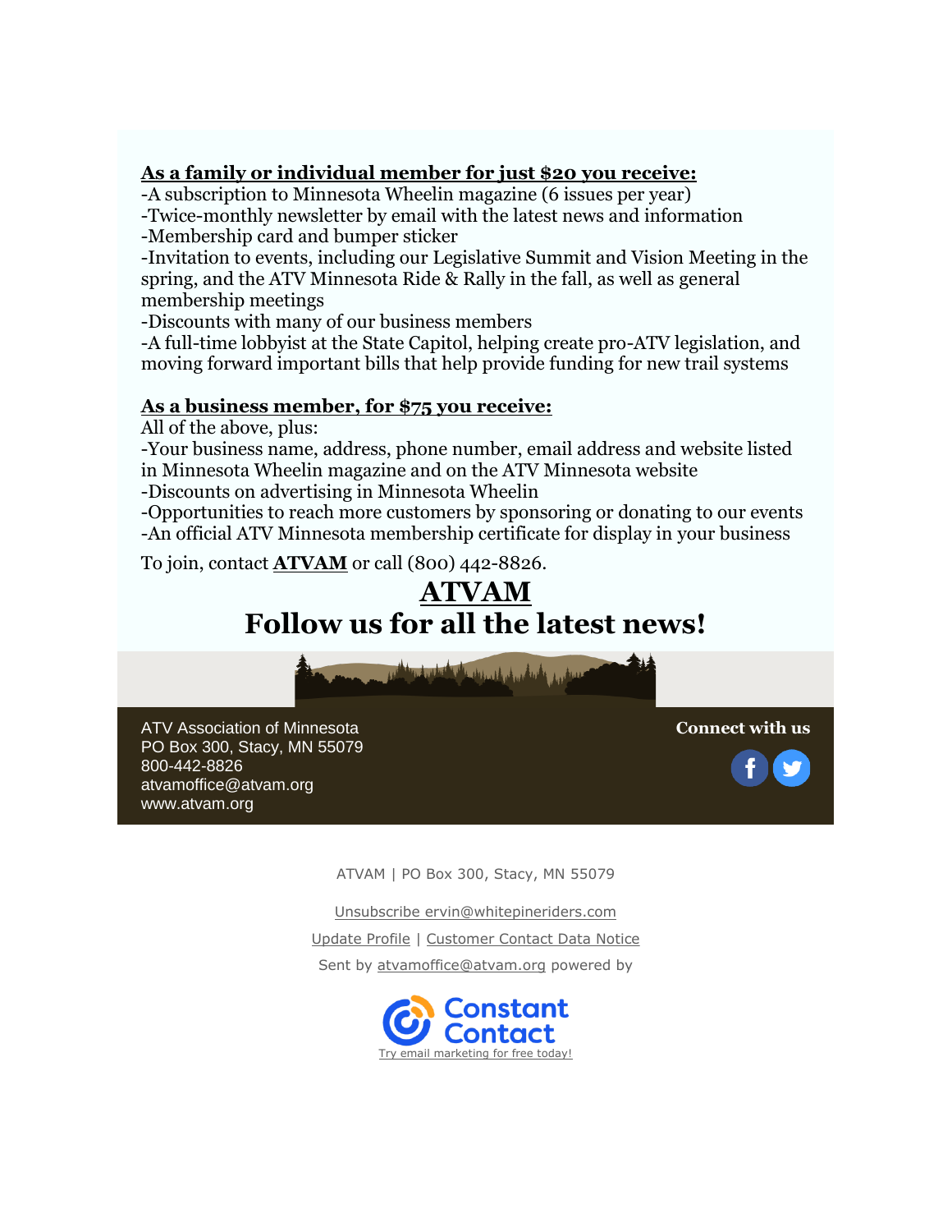**As a family or individual member for just $20 you receive:**

-A subscription to Minnesota Wheelin magazine (6 issues per year)
-Twice-monthly newsletter by email with the latest news and information
-Membership card and bumper sticker
-Invitation to events, including our Legislative Summit and Vision Meeting in the spring, and the ATV Minnesota Ride & Rally in the fall, as well as general membership meetings
-Discounts with many of our business members
-A full-time lobbyist at the State Capitol, helping create pro-ATV legislation, and moving forward important bills that help provide funding for new trail systems

**As a business member, for $75 you receive:**

All of the above, plus:
-Your business name, address, phone number, email address and website listed in Minnesota Wheelin magazine and on the ATV Minnesota website
-Discounts on advertising in Minnesota Wheelin
-Opportunities to reach more customers by sponsoring or donating to our events
-An official ATV Minnesota membership certificate for display in your business

To join, contact **ATVAM** or call (800) 442-8826.

## ATVAM
## Follow us for all the latest news!

ATV Association of Minnesota
PO Box 300, Stacy, MN 55079
800-442-8826
atvamoffice@atvam.org
www.atvam.org

**Connect with us**

ATVAM | PO Box 300, Stacy, MN 55079

Unsubscribe ervin@whitepineriders.com

Update Profile | Customer Contact Data Notice

Sent by atvamoffice@atvam.org powered by

Constant Contact
Try email marketing for free today!